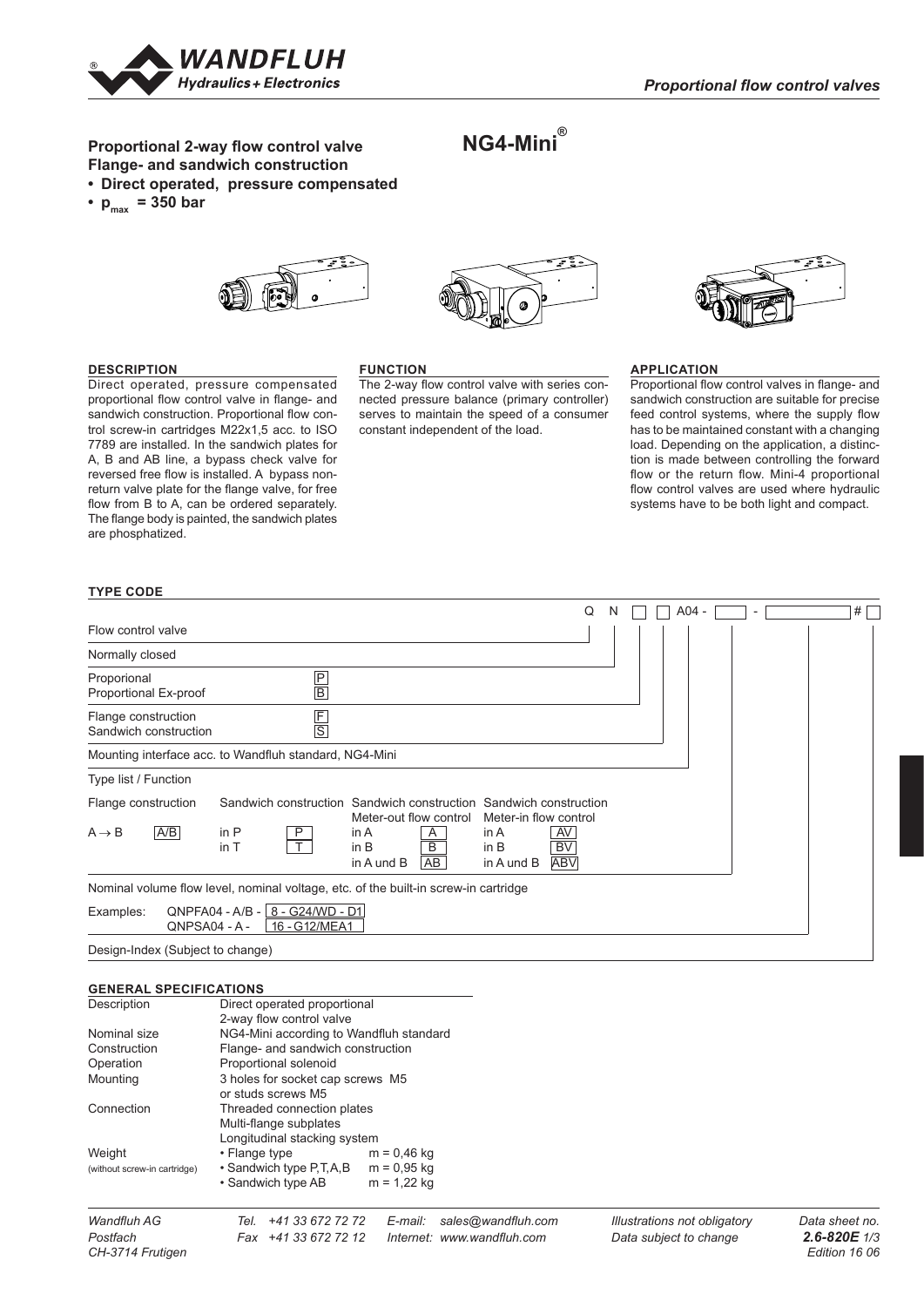*Proportional flow control valves*

# Proportional 2-way flow control valve NG4-Mini®

## Flange- and sandwich construction

- **Direct operated, pressure compensated**
- **$p_{max}$ = 350 bar**

### DESCRIPTION

Direct operated, pressure compensated proportional flow control valve in flange- and sandwich construction. Proportional flow control screw-in cartridges M22x1,5 acc. to ISO 7789 are installed. In the sandwich plates for A, B and AB line, a bypass check valve for reversed free flow is installed. A bypass non-return valve plate for the flange valve, for free flow from B to A, can be ordered separately. The flange body is painted, the sandwich plates are phosphatized.

### FUNCTION

The 2-way flow control valve with series connected pressure balance (primary controller) serves to maintain the speed of a consumer constant independent of the load.

### APPLICATION

Proportional flow control valves in flange- and sandwich construction are suitable for precise feed control systems, where the supply flow has to be maintained constant with a changing load. Depending on the application, a distinction is made between controlling the forward flow or the return flow. Mini-4 proportional flow control valves are used where hydraulic systems have to be both light and compact.

### TYPE CODE

Q N ☐ ☐ A04 - ☐ - ☐ # ☐

| Code position | Meaning |
|---|---|
| Q | Flow control valve |
| N | Normally closed |
| P / B | Proporional: P; Proportional Ex-proof: B |
| F / S | Flange construction: F; Sandwich construction: S |
| A04 | Mounting interface acc. to Wandfluh standard, NG4-Mini |
| Type list / Function | see below |
| | Nominal volume flow level, nominal voltage, etc. of the built-in screw-in cartridge |
| # | Design-Index (Subject to change) |

Type list / Function:

| Flange construction | | Sandwich construction | | Sandwich construction Meter-out flow control | | Sandwich construction Meter-in flow control | |
|---|---|---|---|---|---|---|---|
| A → B | A/B | in P | P | in A | A | in A | AV |
| | | in T | T | in B | B | in B | BV |
| | | | | in A und B | AB | in A und B | ABV |

Examples: QNPFA04 - A/B - 8 - G24/WD - D1
QNPSA04 - A - 16 - G12/MEA1

### GENERAL SPECIFICATIONS

| | |
|---|---|
| Description | Direct operated proportional 2-way flow control valve |
| Nominal size | NG4-Mini according to Wandfluh standard |
| Construction | Flange- and sandwich construction |
| Operation | Proportional solenoid |
| Mounting | 3 holes for socket cap screws M5 or studs screws M5 |
| Connection | Threaded connection plates<br>Multi-flange subplates<br>Longitudinal stacking system |
| Weight (without screw-in cartridge) | • Flange type m = 0,46 kg<br>• Sandwich type P,T,A,B m = 0,95 kg<br>• Sandwich type AB m = 1,22 kg |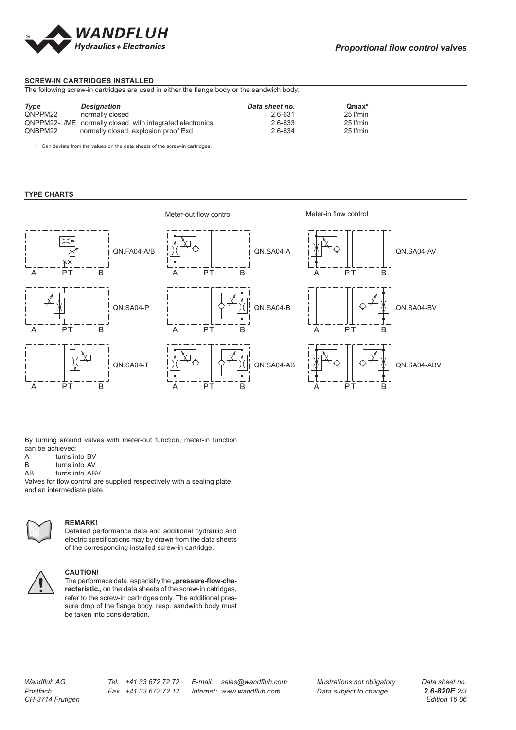## SCREW-IN CARTRIDGES INSTALLED

The following screw-in cartridges are used in either the flange body or the sandwich body:

| *Type* | *Designation* | *Data sheet no.* | **Qmax*** |
|---|---|---|---|
| QNPPM22 | normally closed | 2.6-631 | 25 l/min |
| QNPPM22-../ME | normally closed, with integrated electronics | 2.6-633 | 25 l/min |
| QNBPM22 | normally closed, explosion proof Exd | 2.6-634 | 25 l/min |

\* Can deviate from the values on the data sheets of the screw-in cartridges.

## TYPE CHARTS

Meter-out flow control

Meter-in flow control

QN.FA04-A/B

QN.SA04-A

QN.SA04-AV

QN.SA04-P

QN.SA04-B

QN.SA04-BV

QN.SA04-T

QN.SA04-AB

QN.SA04-ABV

By turning around valves with meter-out function, meter-in function can be achieved:

A turns into BV
B turns into AV
AB turns into ABV

Valves for flow control are supplied respectively with a sealing plate and an intermediate plate.

**REMARK!**
Detailed performance data and additional hydraulic and electric specifications may by drawn from the data sheets of the corresponding installed screw-in cartridge.

**CAUTION!**
The performace data, especially the **„pressure-flow-characteristic„** on the data sheets of the screw-in catridges, refer to the screw-in cartridges only. The additional pressure drop of the flange body, resp. sandwich body must be taken into consideration.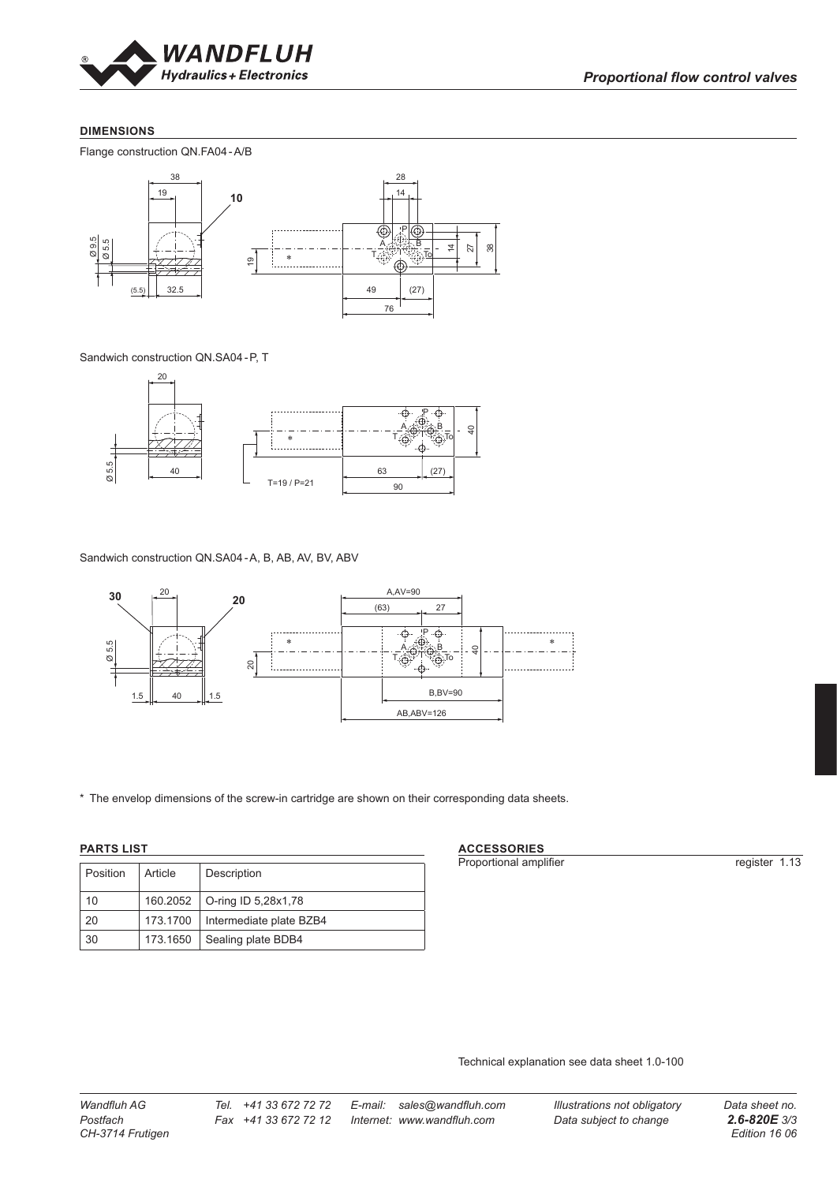## DIMENSIONS

Flange construction QN.FA04 - A/B

Sandwich construction QN.SA04 - P, T

Sandwich construction QN.SA04 - A, B, AB, AV, BV, ABV

\* The envelop dimensions of the screw-in cartridge are shown on their corresponding data sheets.

## PARTS LIST

| Position | Article | Description |
|---|---|---|
| 10 | 160.2052 | O-ring ID 5,28x1,78 |
| 20 | 173.1700 | Intermediate plate BZB4 |
| 30 | 173.1650 | Sealing plate BDB4 |

## ACCESSORIES

Proportional amplifier register 1.13

Technical explanation see data sheet 1.0-100